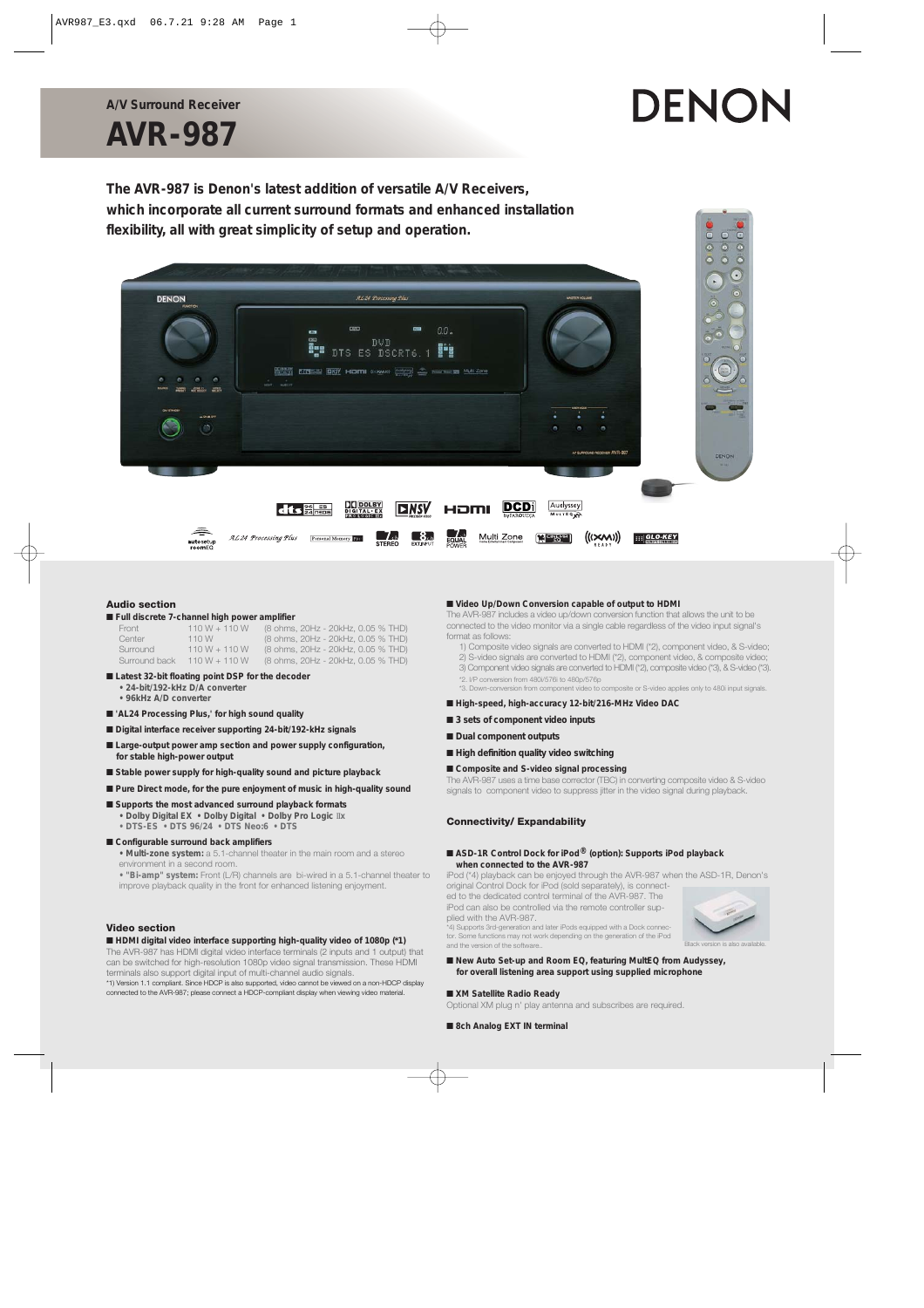**A/V Surround Receiver**

# AVR-987

DENON

**The AVR-987 is Denon's latest addition of versatile A/V Receivers, which incorporate all current surround formats and enhanced installation flexibility, all with great simplicity of setup and operation.**

## Audio section

■ **Full discrete 7-channel high power amplifier**

| | | |
|---|---|---|
| Front | 110 W + 110 W | (8 ohms, 20Hz - 20kHz, 0.05 % THD) |
| Center | 110 W | (8 ohms, 20Hz - 20kHz, 0.05 % THD) |
| Surround | 110 W + 110 W | (8 ohms, 20Hz - 20kHz, 0.05 % THD) |
| Surround back | 110 W + 110 W | (8 ohms, 20Hz - 20kHz, 0.05 % THD) |

■ **Latest 32-bit floating point DSP for the decoder**
- **24-bit/192-kHz D/A converter**
- **96kHz A/D converter**

■ **'AL24 Processing Plus,' for high sound quality**

■ **Digital interface receiver supporting 24-bit/192-kHz signals**

■ **Large-output power amp section and power supply configuration, for stable high-power output**

■ **Stable power supply for high-quality sound and picture playback**

■ **Pure Direct mode, for the pure enjoyment of music in high-quality sound**

■ **Supports the most advanced surround playback formats**
- **Dolby Digital EX • Dolby Digital • Dolby Pro Logic IIx**
- **DTS-ES • DTS 96/24 • DTS Neo:6 • DTS**

■ **Configurable surround back amplifiers**

- **Multi-zone system:** a 5.1-channel theater in the main room and a stereo environment in a second room.
- **"Bi-amp" system:** Front (L/R) channels are bi-wired in a 5.1-channel theater to improve playback quality in the front for enhanced listening enjoyment.

## Video section

■ **HDMI digital video interface supporting high-quality video of 1080p (*1)**

The AVR-987 has HDMI digital video interface terminals (2 inputs and 1 output) that can be switched for high-resolution 1080p video signal transmission. These HDMI terminals also support digital input of multi-channel audio signals.

*1) Version 1.1 compliant. Since HDCP is also supported, video cannot be viewed on a non-HDCP display connected to the AVR-987; please connect a HDCP-compliant display when viewing video material.

■ **Video Up/Down Conversion capable of output to HDMI**

The AVR-987 includes a video up/down conversion function that allows the unit to be connected to the video monitor via a single cable regardless of the video input signal's format as follows:

1) Composite video signals are converted to HDMI (*2), component video, & S-video;
2) S-video signals are converted to HDMI (*2), component video, & composite video;
3) Component video signals are converted to HDMI (*2), composite video (*3), & S-video (*3).

*2. I/P conversion from 480i/576i to 480p/576p
*3. Down-conversion from component video to composite or S-video applies only to 480i input signals.

■ **High-speed, high-accuracy 12-bit/216-MHz Video DAC**

■ **3 sets of component video inputs**

■ **Dual component outputs**

■ **High definition quality video switching**

■ **Composite and S-video signal processing**

The AVR-987 uses a time base corrector (TBC) in converting composite video & S-video signals to component video to suppress jitter in the video signal during playback.

## Connectivity/ Expandability

■ **ASD-1R Control Dock for iPod® (option): Supports iPod playback when connected to the AVR-987**

iPod (*4) playback can be enjoyed through the AVR-987 when the ASD-1R, Denon's original Control Dock for iPod (sold separately), is connected to the dedicated control terminal of the AVR-987. The iPod can also be controlled via the remote controller supplied with the AVR-987.

*4) Supports 3rd-generation and later iPods equipped with a Dock connector. Some functions may not work depending on the generation of the iPod and the version of the software.

Black version is also available.

■ **New Auto Set-up and Room EQ, featuring MultEQ from Audyssey, for overall listening area support using supplied microphone**

■ **XM Satellite Radio Ready**

Optional XM plug n' play antenna and subscribes are required.

■ **8ch Analog EXT IN terminal**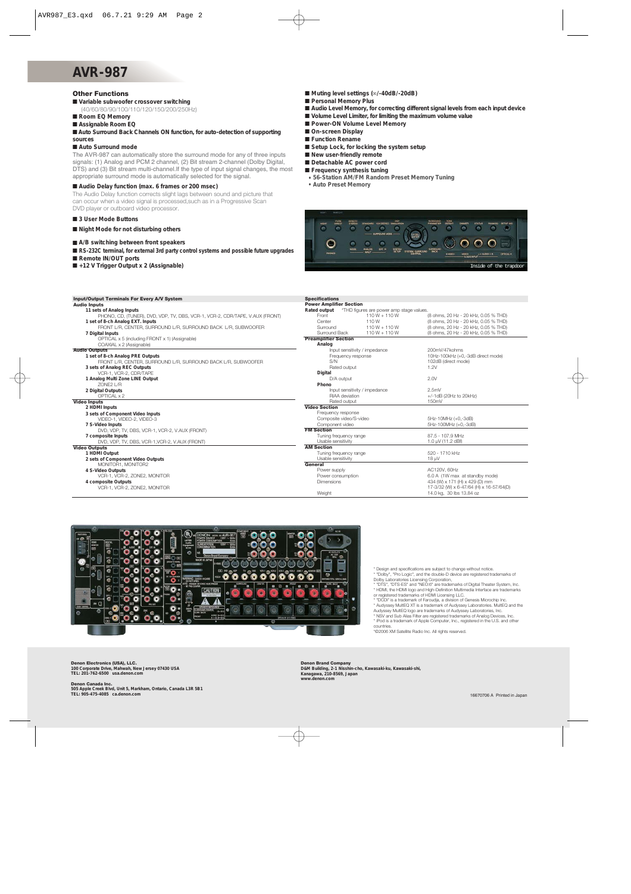# AVR-987

## Other Functions

- **Variable subwoofer crossover switching**
  (40/60/80/90/100/110/120/150/200/250Hz)
- **Room EQ Memory**
- **Assignable Room EQ**
- **Auto Surround Back Channels ON function, for auto-detection of supporting sources**
- **Auto Surround mode**

The AVR-987 can automatically store the surround mode for any of three inputs signals: (1) Analog and PCM 2 channel, (2) Bit stream 2-channel (Dolby Digital, DTS) and (3) Bit stream multi-channel.If the type of input signal changes, the most appropriate surround mode is automatically selected for the signal.

- **Audio Delay function (max. 6 frames or 200 msec)**

The Audio Delay function corrects slight lags between sound and picture that can occur when a video signal is processed,such as in a Progressive Scan DVD player or outboard video processor.

- **3 User Mode Buttons**
- **Night Mode for not disturbing others**
- **A/B switching between front speakers**
- **RS-232C terminal, for external 3rd party control systems and possible future upgrades**
- **Remote IN/OUT ports**
- **+12 V Trigger Output x 2 (Assignable)**
- **Muting level settings (∞/-40dB/-20dB)**
- **Personal Memory Plus**
- **Audio Level Memory, for correcting different signal levels from each input device**
- **Volume Level Limiter, for limiting the maximum volume value**
- **Power-ON Volume Level Memory**
- **On-screen Display**
- **Function Rename**
- **Setup Lock, for locking the system setup**
- **New user-friendly remote**
- **Detachable AC power cord**
- **Frequency synthesis tuning**
  - **56-Station AM/FM Random Preset Memory Tuning**
  - **Auto Preset Memory**

Inside of the trapdoor

## Input/Output Terminals For Every A/V System

**Audio Inputs**

**11 sets of Analog Inputs**
PHONO, CD, (TUNER), DVD, VDP, TV, DBS, VCR-1, VCR-2, CDR/TAPE, V.AUX (FRONT)

**1 set of 8-ch Analog EXT. Inputs**
FRONT L/R, CENTER, SURROUND L/R, SURROUND BACK L/R, SUBWOOFER

**7 Digital Inputs**
OPTICAL x 5 (including FRONT x 1) (Assignable)
COAXIAL x 2 (Assignable)

**Audio Outputs**

**1 set of 8-ch Analog PRE Outputs**
FRONT L/R, CENTER, SURROUND L/R, SURROUND BACK L/R, SUBWOOFER

**3 sets of Analog REC Outputs**
VCR-1, VCR-2, CDR/TAPE

**1 Analog Multi Zone LINE Output**
ZONE2 L/R

**2 Digital Outputs**
OPTICAL x 2

**Video Inputs**

**2 HDMI Inputs**

**3 sets of Component Video Inputs**
VIDEO-1, VIDEO-2, VIDEO-3

**7 S-Video Inputs**
DVD, VDP, TV, DBS, VCR-1, VCR-2, V.AUX (FRONT)

**7 composite Inputs**
DVD, VDP, TV, DBS, VCR-1,VCR-2, V.AUX (FRONT)

**Video Outputs**

**1 HDMI Output**

**2 sets of Component Video Outputs**
MONITOR1, MONITOR2

**4 S-Video Outputs**
VCR-1, VCR-2, ZONE2, MONITOR

**4 composite Outputs**
VCR-1, VCR-2, ZONE2, MONITOR

## Specifications

| | | |
|---|---|---|
| **Power Amplifier Section** | | |
| **Rated output** *THD figures are power amp stage values. | | |
| Front | 110 W + 110 W | (8 ohms, 20 Hz - 20 kHz, 0.05 % THD) |
| Center | 110 W | (8 ohms, 20 Hz - 20 kHz, 0.05 % THD) |
| Surround | 110 W + 110 W | (8 ohms, 20 Hz - 20 kHz, 0.05 % THD) |
| Surround Back | 110 W + 110 W | (8 ohms, 20 Hz - 20 kHz, 0.05 % THD) |
| **Preamplifier Section** | | |
| **Analog** | | |
| Input sensitivity / impedance | | 200mV/47kohms |
| Frequency response | | 10Hz-100kHz (+0,-3dB direct mode) |
| S/N | | 102dB (direct mode) |
| Rated output | | 1.2V |
| **Digital** | | |
| D/A output | | 2.0V |
| **Phono** | | |
| Input sensitivity / impedance | | 2.5mV |
| RIAA deviation | | +/-1dB (20Hz to 20kHz) |
| Rated output | | 150mV |
| **Video Section** | | |
| Frequency response | | |
| Composite video/S-video | | 5Hz-10MHz (+0,-3dB) |
| Component video | | 5Hz-100MHz (+0,-3dB) |
| **FM Section** | | |
| Tuning frequency range | | 87.5 - 107.9 MHz |
| Usable sensitivity | | 1.0 µV (11.2 dBf) |
| **AM Section** | | |
| Tuning frequency range | | 520 - 1710 kHz |
| Usable sensitivity | | 18 µV |
| **General** | | |
| Power supply | | AC120V, 60Hz |
| Power consumption | | 6.0 A (1W max at standby mode) |
| Dimensions | | 434 (W) x 171 (H) x 429 (D) mm<br>17-3/32 (W) x 6-47/64 (H) x 16-57/64(D) |
| Weight | | 14.0 kg, 30 lbs 13.84 oz |

* Design and specifications are subject to change without notice.
* "Dolby", "Pro Logic", and the double-D device are registered trademarks of Dolby Laboratories Licensing Corporation.
* "DTS", "DTS-ES" and "NEO:6" are trademarks of Digital Theater System, Inc.
* HDMI, the HDMI logo and High-Definition Multimedia Interface are trademarks or registered trademarks of HDMI Licensing LLC.
* "DCDi" is a trademark of Faroudja, a division of Genesis Microchip Inc.
* Audyssey MultEQ XT is a trademark of Audyssey Laboratories. MultEQ and the Audyssey MultEQ logo are trademarks of Audyssey Laboratories, Inc.
* NSV and Sub Alias Filter are registered trademarks of Analog Devices, Inc.
* iPod is a trademark of Apple Computer, Inc., registered in the U.S. and other countries.
*©2006 XM Satellite Radio Inc. All rights reserved.

**Denon Electronics (USA), LLC.**
**100 Corporate Drive, Mahwah, New Jersey 07430 USA**
**TEL: 201-762-6500 usa.denon.com**

**Denon Canada Inc.**
**505 Apple Creek Blvd, Unit 5, Markham, Ontario, Canada L3R 5B1**
**TEL: 905-475-4085 ca.denon.com**

**Denon Brand Company**
**D&M Building, 2-1 Nisshin-cho, Kawasaki-ku, Kawasaki-shi,**
**Kanagawa, 210-8569, Japan**
**www.denon.com**

16670706 A Printed in Japan